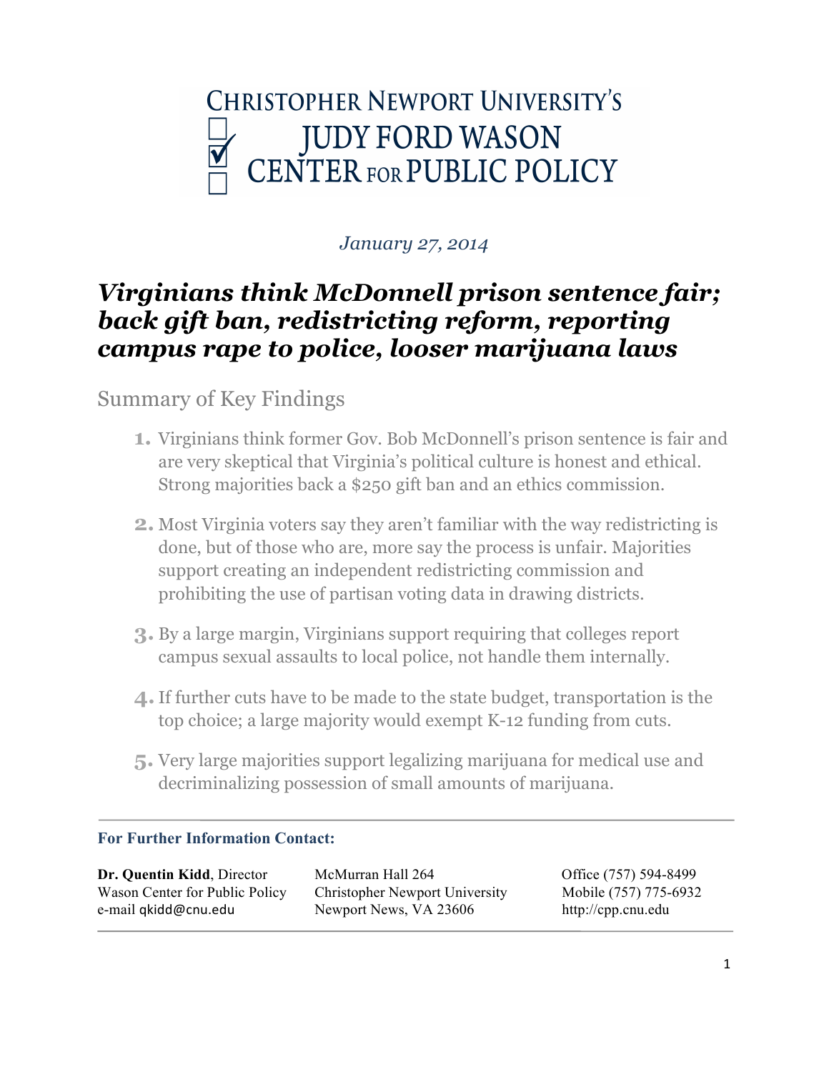# CHRISTOPHER NEWPORT UNIVERSITY'S JUDY FORD WASON CENTER FOR PUBLIC POLICY

*January 27, 2014*

## *Virginians think McDonnell prison sentence fair; back gift ban, redistricting reform, reporting campus rape to police, looser marijuana laws*

### Summary of Key Findings

1. Virginians think former Gov. Bob McDonnell's prison sentence is fair and are very skeptical that Virginia's political culture is honest and ethical. Strong majorities back a $250 gift ban and an ethics commission.
2. Most Virginia voters say they aren't familiar with the way redistricting is done, but of those who are, more say the process is unfair. Majorities support creating an independent redistricting commission and prohibiting the use of partisan voting data in drawing districts.
3. By a large margin, Virginians support requiring that colleges report campus sexual assaults to local police, not handle them internally.
4. If further cuts have to be made to the state budget, transportation is the top choice; a large majority would exempt K-12 funding from cuts.
5. Very large majorities support legalizing marijuana for medical use and decriminalizing possession of small amounts of marijuana.

---

**For Further Information Contact:**

**Dr. Quentin Kidd**, Director
Wason Center for Public Policy
e-mail qkidd@cnu.edu

McMurran Hall 264
Christopher Newport University
Newport News, VA 23606

Office (757) 594-8499
Mobile (757) 775-6932
http://cpp.cnu.edu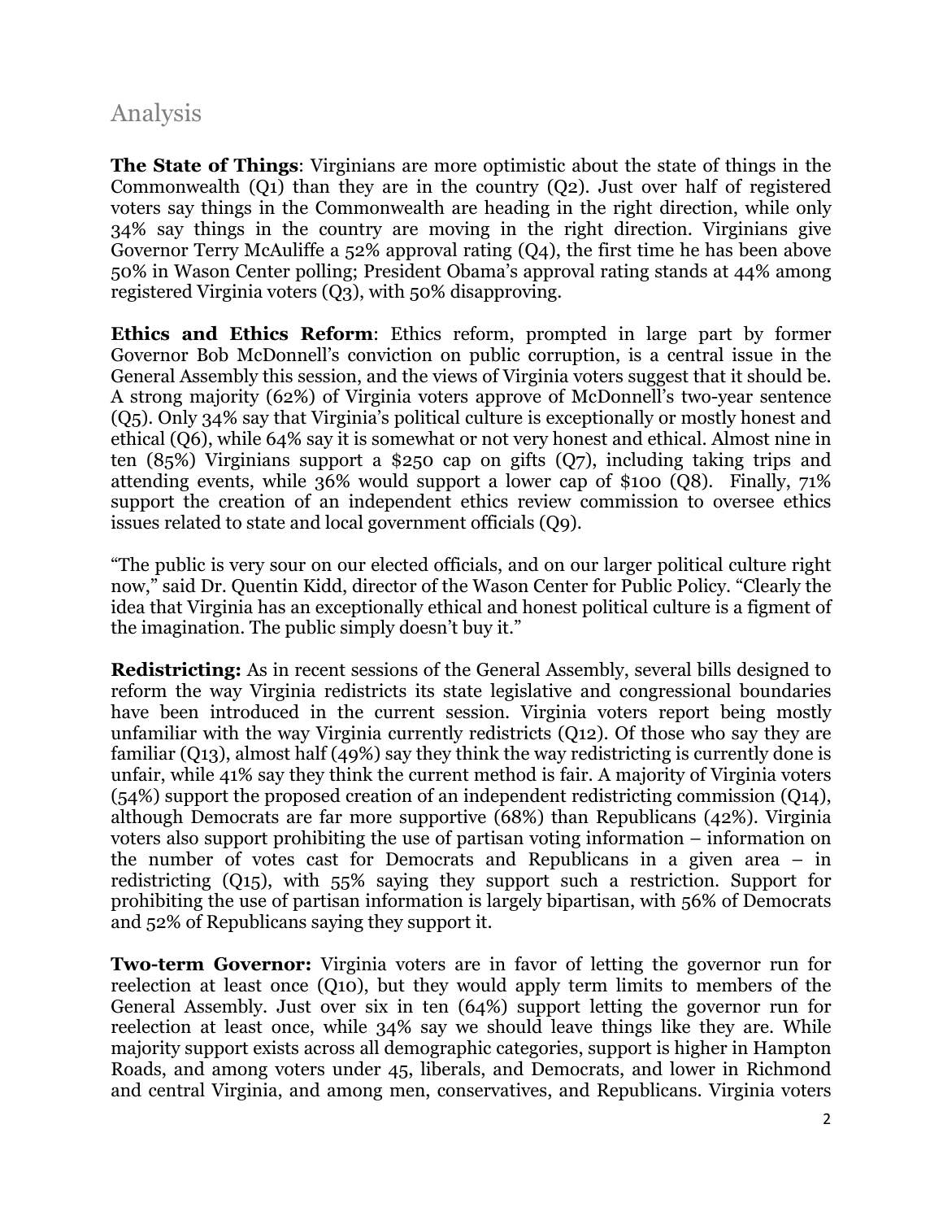## Analysis

**The State of Things**: Virginians are more optimistic about the state of things in the Commonwealth (Q1) than they are in the country (Q2). Just over half of registered voters say things in the Commonwealth are heading in the right direction, while only 34% say things in the country are moving in the right direction. Virginians give Governor Terry McAuliffe a 52% approval rating (Q4), the first time he has been above 50% in Wason Center polling; President Obama's approval rating stands at 44% among registered Virginia voters (Q3), with 50% disapproving.

**Ethics and Ethics Reform**: Ethics reform, prompted in large part by former Governor Bob McDonnell's conviction on public corruption, is a central issue in the General Assembly this session, and the views of Virginia voters suggest that it should be. A strong majority (62%) of Virginia voters approve of McDonnell's two-year sentence (Q5). Only 34% say that Virginia's political culture is exceptionally or mostly honest and ethical (Q6), while 64% say it is somewhat or not very honest and ethical. Almost nine in ten (85%) Virginians support a $250 cap on gifts (Q7), including taking trips and attending events, while 36% would support a lower cap of $100 (Q8). Finally, 71% support the creation of an independent ethics review commission to oversee ethics issues related to state and local government officials (Q9).

"The public is very sour on our elected officials, and on our larger political culture right now," said Dr. Quentin Kidd, director of the Wason Center for Public Policy. "Clearly the idea that Virginia has an exceptionally ethical and honest political culture is a figment of the imagination. The public simply doesn't buy it."

**Redistricting:** As in recent sessions of the General Assembly, several bills designed to reform the way Virginia redistricts its state legislative and congressional boundaries have been introduced in the current session. Virginia voters report being mostly unfamiliar with the way Virginia currently redistricts (Q12). Of those who say they are familiar (Q13), almost half (49%) say they think the way redistricting is currently done is unfair, while 41% say they think the current method is fair. A majority of Virginia voters (54%) support the proposed creation of an independent redistricting commission (Q14), although Democrats are far more supportive (68%) than Republicans (42%). Virginia voters also support prohibiting the use of partisan voting information – information on the number of votes cast for Democrats and Republicans in a given area – in redistricting (Q15), with 55% saying they support such a restriction. Support for prohibiting the use of partisan information is largely bipartisan, with 56% of Democrats and 52% of Republicans saying they support it.

**Two-term Governor:** Virginia voters are in favor of letting the governor run for reelection at least once (Q10), but they would apply term limits to members of the General Assembly. Just over six in ten (64%) support letting the governor run for reelection at least once, while 34% say we should leave things like they are. While majority support exists across all demographic categories, support is higher in Hampton Roads, and among voters under 45, liberals, and Democrats, and lower in Richmond and central Virginia, and among men, conservatives, and Republicans. Virginia voters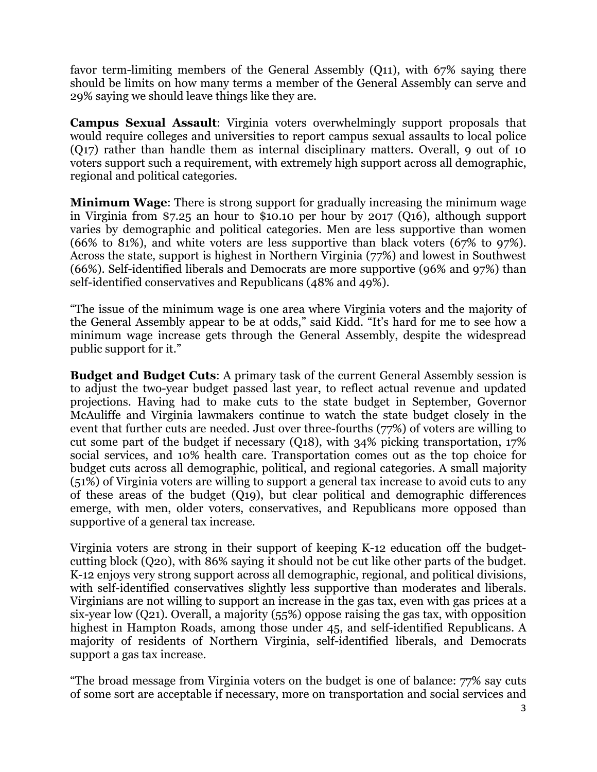favor term-limiting members of the General Assembly (Q11), with 67% saying there should be limits on how many terms a member of the General Assembly can serve and 29% saying we should leave things like they are.

**Campus Sexual Assault**: Virginia voters overwhelmingly support proposals that would require colleges and universities to report campus sexual assaults to local police (Q17) rather than handle them as internal disciplinary matters. Overall, 9 out of 10 voters support such a requirement, with extremely high support across all demographic, regional and political categories.

**Minimum Wage**: There is strong support for gradually increasing the minimum wage in Virginia from $7.25 an hour to $10.10 per hour by 2017 (Q16), although support varies by demographic and political categories. Men are less supportive than women (66% to 81%), and white voters are less supportive than black voters (67% to 97%). Across the state, support is highest in Northern Virginia (77%) and lowest in Southwest (66%). Self-identified liberals and Democrats are more supportive (96% and 97%) than self-identified conservatives and Republicans (48% and 49%).

"The issue of the minimum wage is one area where Virginia voters and the majority of the General Assembly appear to be at odds," said Kidd. "It's hard for me to see how a minimum wage increase gets through the General Assembly, despite the widespread public support for it."

**Budget and Budget Cuts**: A primary task of the current General Assembly session is to adjust the two-year budget passed last year, to reflect actual revenue and updated projections. Having had to make cuts to the state budget in September, Governor McAuliffe and Virginia lawmakers continue to watch the state budget closely in the event that further cuts are needed. Just over three-fourths (77%) of voters are willing to cut some part of the budget if necessary (Q18), with 34% picking transportation, 17% social services, and 10% health care. Transportation comes out as the top choice for budget cuts across all demographic, political, and regional categories. A small majority (51%) of Virginia voters are willing to support a general tax increase to avoid cuts to any of these areas of the budget (Q19), but clear political and demographic differences emerge, with men, older voters, conservatives, and Republicans more opposed than supportive of a general tax increase.

Virginia voters are strong in their support of keeping K-12 education off the budget-cutting block (Q20), with 86% saying it should not be cut like other parts of the budget. K-12 enjoys very strong support across all demographic, regional, and political divisions, with self-identified conservatives slightly less supportive than moderates and liberals. Virginians are not willing to support an increase in the gas tax, even with gas prices at a six-year low (Q21). Overall, a majority (55%) oppose raising the gas tax, with opposition highest in Hampton Roads, among those under 45, and self-identified Republicans. A majority of residents of Northern Virginia, self-identified liberals, and Democrats support a gas tax increase.

"The broad message from Virginia voters on the budget is one of balance: 77% say cuts of some sort are acceptable if necessary, more on transportation and social services and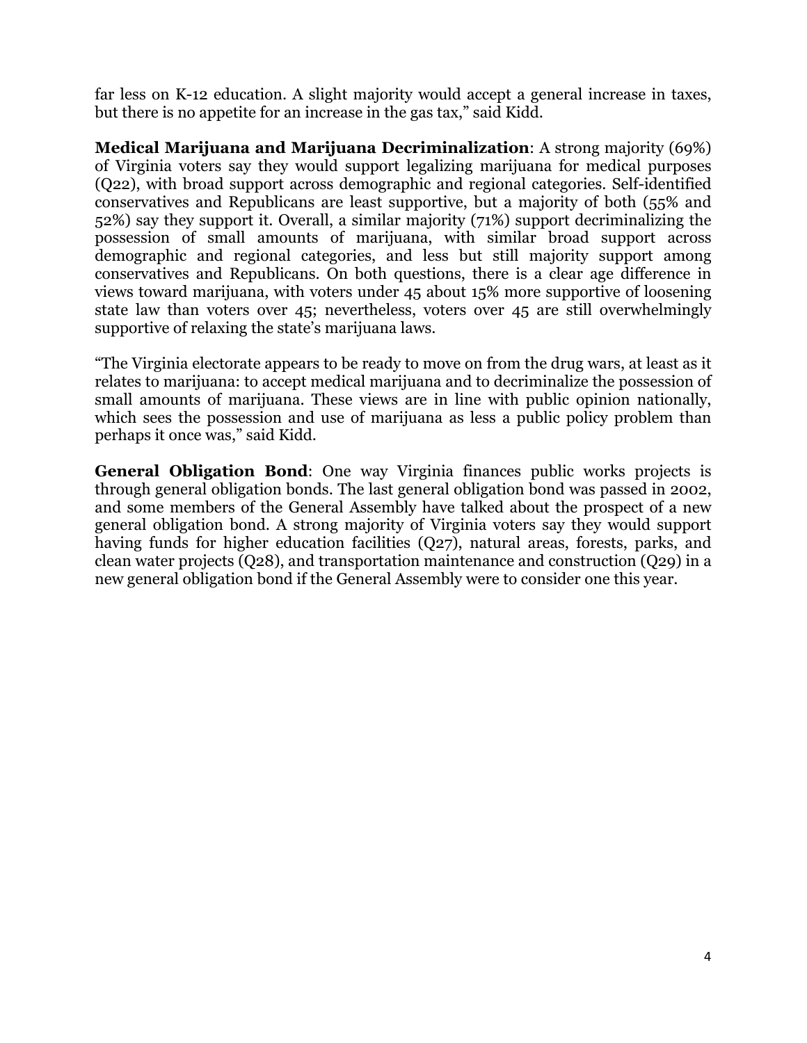far less on K-12 education. A slight majority would accept a general increase in taxes, but there is no appetite for an increase in the gas tax," said Kidd.

**Medical Marijuana and Marijuana Decriminalization**: A strong majority (69%) of Virginia voters say they would support legalizing marijuana for medical purposes (Q22), with broad support across demographic and regional categories. Self-identified conservatives and Republicans are least supportive, but a majority of both (55% and 52%) say they support it. Overall, a similar majority (71%) support decriminalizing the possession of small amounts of marijuana, with similar broad support across demographic and regional categories, and less but still majority support among conservatives and Republicans. On both questions, there is a clear age difference in views toward marijuana, with voters under 45 about 15% more supportive of loosening state law than voters over 45; nevertheless, voters over 45 are still overwhelmingly supportive of relaxing the state's marijuana laws.

"The Virginia electorate appears to be ready to move on from the drug wars, at least as it relates to marijuana: to accept medical marijuana and to decriminalize the possession of small amounts of marijuana. These views are in line with public opinion nationally, which sees the possession and use of marijuana as less a public policy problem than perhaps it once was," said Kidd.

**General Obligation Bond**: One way Virginia finances public works projects is through general obligation bonds. The last general obligation bond was passed in 2002, and some members of the General Assembly have talked about the prospect of a new general obligation bond. A strong majority of Virginia voters say they would support having funds for higher education facilities (Q27), natural areas, forests, parks, and clean water projects (Q28), and transportation maintenance and construction (Q29) in a new general obligation bond if the General Assembly were to consider one this year.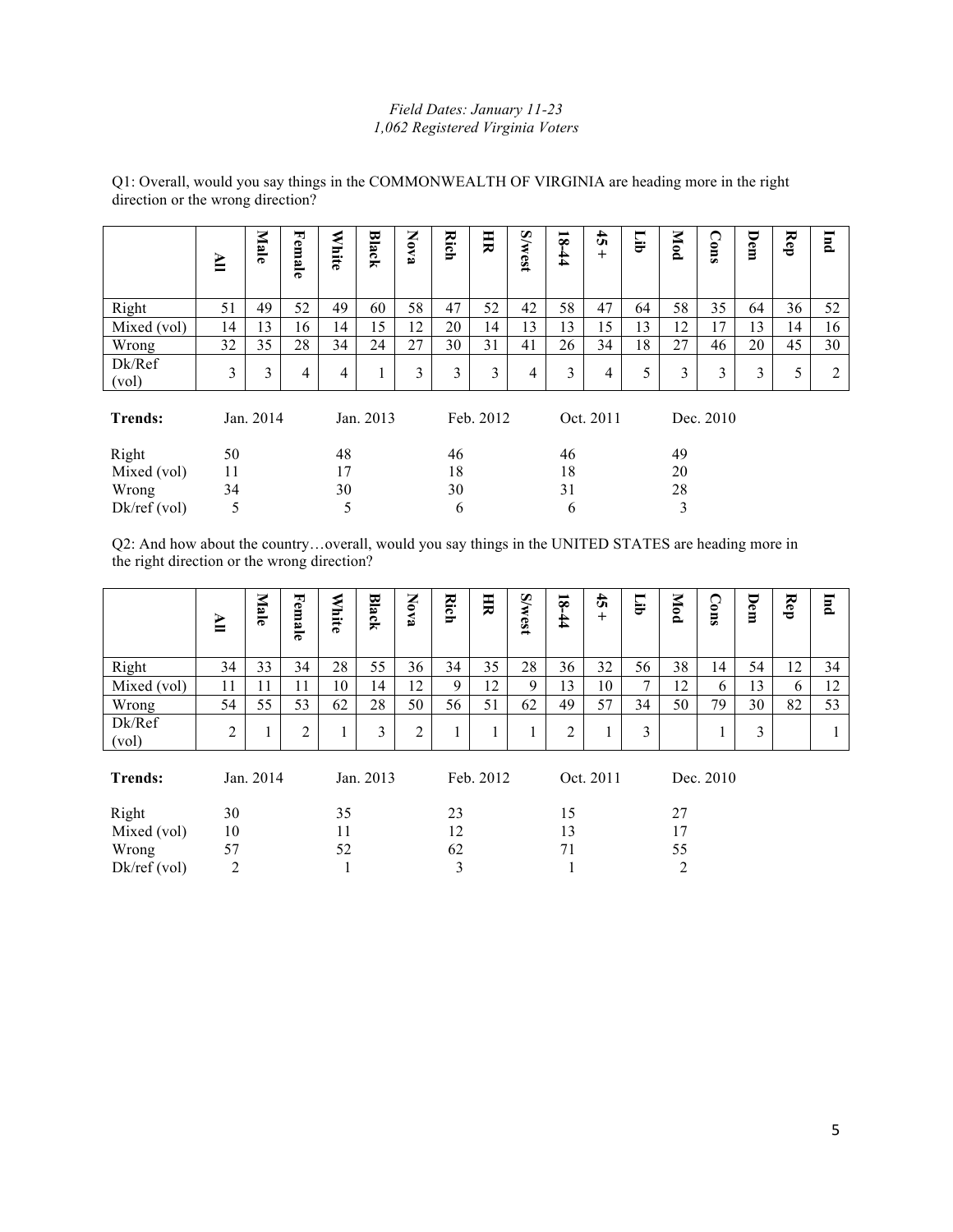*Field Dates: January 11-23*
*1,062 Registered Virginia Voters*

Q1: Overall, would you say things in the COMMONWEALTH OF VIRGINIA are heading more in the right direction or the wrong direction?

| | All | Male | Female | White | Black | Nova | Rich | HR | S/west | 18-44 | 45+ | Lib | Mod | Cons | Dem | Rep | Ind |
|---|---|---|---|---|---|---|---|---|---|---|---|---|---|---|---|---|---|
| Right | 51 | 49 | 52 | 49 | 60 | 58 | 47 | 52 | 42 | 58 | 47 | 64 | 58 | 35 | 64 | 36 | 52 |
| Mixed (vol) | 14 | 13 | 16 | 14 | 15 | 12 | 20 | 14 | 13 | 13 | 15 | 13 | 12 | 17 | 13 | 14 | 16 |
| Wrong | 32 | 35 | 28 | 34 | 24 | 27 | 30 | 31 | 41 | 26 | 34 | 18 | 27 | 46 | 20 | 45 | 30 |
| Dk/Ref (vol) | 3 | 3 | 4 | 4 | 1 | 3 | 3 | 3 | 4 | 3 | 4 | 5 | 3 | 3 | 3 | 5 | 2 |

| Trends: | Jan. 2014 | Jan. 2013 | Feb. 2012 | Oct. 2011 | Dec. 2010 |
|---|---|---|---|---|---|
| Right | 50 | 48 | 46 | 46 | 49 |
| Mixed (vol) | 11 | 17 | 18 | 18 | 20 |
| Wrong | 34 | 30 | 30 | 31 | 28 |
| Dk/ref (vol) | 5 | 5 | 6 | 6 | 3 |

Q2: And how about the country…overall, would you say things in the UNITED STATES are heading more in the right direction or the wrong direction?

| | All | Male | Female | White | Black | Nova | Rich | HR | S/west | 18-44 | 45+ | Lib | Mod | Cons | Dem | Rep | Ind |
|---|---|---|---|---|---|---|---|---|---|---|---|---|---|---|---|---|---|
| Right | 34 | 33 | 34 | 28 | 55 | 36 | 34 | 35 | 28 | 36 | 32 | 56 | 38 | 14 | 54 | 12 | 34 |
| Mixed (vol) | 11 | 11 | 11 | 10 | 14 | 12 | 9 | 12 | 9 | 13 | 10 | 7 | 12 | 6 | 13 | 6 | 12 |
| Wrong | 54 | 55 | 53 | 62 | 28 | 50 | 56 | 51 | 62 | 49 | 57 | 34 | 50 | 79 | 30 | 82 | 53 |
| Dk/Ref (vol) | 2 | 1 | 2 | 1 | 3 | 2 | 1 | 1 | 1 | 2 | 1 | 3 | | 1 | 3 | | 1 |

| Trends: | Jan. 2014 | Jan. 2013 | Feb. 2012 | Oct. 2011 | Dec. 2010 |
|---|---|---|---|---|---|
| Right | 30 | 35 | 23 | 15 | 27 |
| Mixed (vol) | 10 | 11 | 12 | 13 | 17 |
| Wrong | 57 | 52 | 62 | 71 | 55 |
| Dk/ref (vol) | 2 | 1 | 3 | 1 | 2 |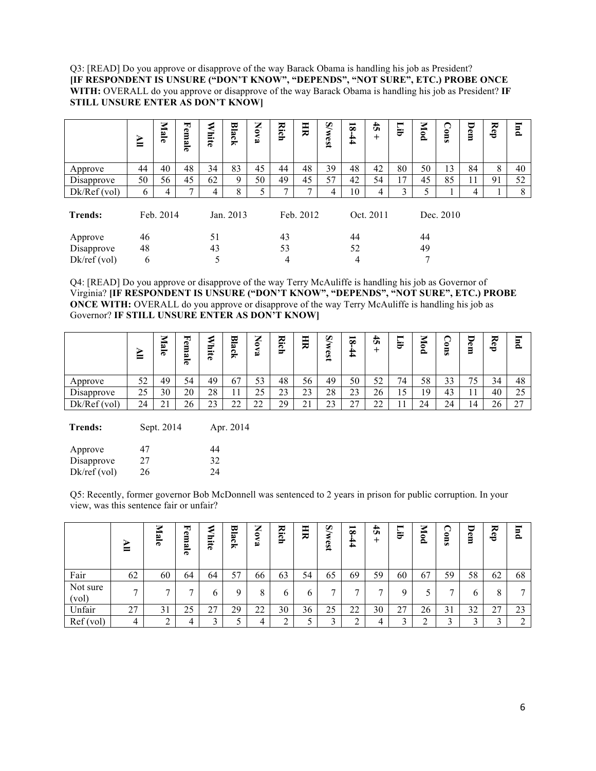Q3: [READ] Do you approve or disapprove of the way Barack Obama is handling his job as President? **[IF RESPONDENT IS UNSURE ("DON'T KNOW", "DEPENDS", "NOT SURE", ETC.) PROBE ONCE WITH:** OVERALL do you approve or disapprove of the way Barack Obama is handling his job as President? **IF STILL UNSURE ENTER AS DON'T KNOW]**

| | All | Male | Female | White | Black | Nova | Rich | HR | S/west | 18-44 | 45+ | Lib | Mod | Cons | Dem | Rep | Ind |
|---|---|---|---|---|---|---|---|---|---|---|---|---|---|---|---|---|---|
| Approve | 44 | 40 | 48 | 34 | 83 | 45 | 44 | 48 | 39 | 48 | 42 | 80 | 50 | 13 | 84 | 8 | 40 |
| Disapprove | 50 | 56 | 45 | 62 | 9 | 50 | 49 | 45 | 57 | 42 | 54 | 17 | 45 | 85 | 11 | 91 | 52 |
| Dk/Ref (vol) | 6 | 4 | 7 | 4 | 8 | 5 | 7 | 7 | 4 | 10 | 4 | 3 | 5 | 1 | 4 | 1 | 8 |

| **Trends:** | Feb. 2014 | Jan. 2013 | Feb. 2012 | Oct. 2011 | Dec. 2010 |
|---|---|---|---|---|---|
| Approve | 46 | 51 | 43 | 44 | 44 |
| Disapprove | 48 | 43 | 53 | 52 | 49 |
| Dk/ref (vol) | 6 | 5 | 4 | 4 | 7 |

Q4: [READ] Do you approve or disapprove of the way Terry McAuliffe is handling his job as Governor of Virginia? **[IF RESPONDENT IS UNSURE ("DON'T KNOW", "DEPENDS", "NOT SURE", ETC.) PROBE ONCE WITH:** OVERALL do you approve or disapprove of the way Terry McAuliffe is handling his job as Governor? **IF STILL UNSURE ENTER AS DON'T KNOW]**

| | All | Male | Female | White | Black | Nova | Rich | HR | S/west | 18-44 | 45+ | Lib | Mod | Cons | Dem | Rep | Ind |
|---|---|---|---|---|---|---|---|---|---|---|---|---|---|---|---|---|---|
| Approve | 52 | 49 | 54 | 49 | 67 | 53 | 48 | 56 | 49 | 50 | 52 | 74 | 58 | 33 | 75 | 34 | 48 |
| Disapprove | 25 | 30 | 20 | 28 | 11 | 25 | 23 | 23 | 28 | 23 | 26 | 15 | 19 | 43 | 11 | 40 | 25 |
| Dk/Ref (vol) | 24 | 21 | 26 | 23 | 22 | 22 | 29 | 21 | 23 | 27 | 22 | 11 | 24 | 24 | 14 | 26 | 27 |

| **Trends:** | Sept. 2014 | Apr. 2014 |
|---|---|---|
| Approve | 47 | 44 |
| Disapprove | 27 | 32 |
| Dk/ref (vol) | 26 | 24 |

Q5: Recently, former governor Bob McDonnell was sentenced to 2 years in prison for public corruption. In your view, was this sentence fair or unfair?

| | All | Male | Female | White | Black | Nova | Rich | HR | S/west | 18-44 | 45+ | Lib | Mod | Cons | Dem | Rep | Ind |
|---|---|---|---|---|---|---|---|---|---|---|---|---|---|---|---|---|---|
| Fair | 62 | 60 | 64 | 64 | 57 | 66 | 63 | 54 | 65 | 69 | 59 | 60 | 67 | 59 | 58 | 62 | 68 |
| Not sure (vol) | 7 | 7 | 7 | 6 | 9 | 8 | 6 | 6 | 7 | 7 | 7 | 9 | 5 | 7 | 6 | 8 | 7 |
| Unfair | 27 | 31 | 25 | 27 | 29 | 22 | 30 | 36 | 25 | 22 | 30 | 27 | 26 | 31 | 32 | 27 | 23 |
| Ref (vol) | 4 | 2 | 4 | 3 | 5 | 4 | 2 | 5 | 3 | 2 | 4 | 3 | 2 | 3 | 3 | 3 | 2 |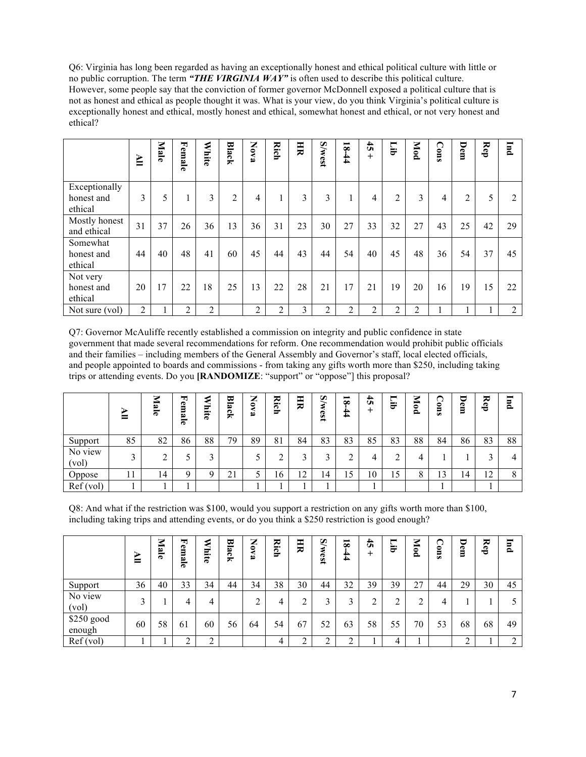Q6: Virginia has long been regarded as having an exceptionally honest and ethical political culture with little or no public corruption. The term ***"THE VIRGINIA WAY"*** is often used to describe this political culture. However, some people say that the conviction of former governor McDonnell exposed a political culture that is not as honest and ethical as people thought it was. What is your view, do you think Virginia's political culture is exceptionally honest and ethical, mostly honest and ethical, somewhat honest and ethical, or not very honest and ethical?

| | All | Male | Female | White | Black | Nova | Rich | HR | S/west | 18-44 | 45+ | Lib | Mod | Cons | Dem | Rep | Ind |
|---|---|---|---|---|---|---|---|---|---|---|---|---|---|---|---|---|---|
| Exceptionally honest and ethical | 3 | 5 | 1 | 3 | 2 | 4 | 1 | 3 | 3 | 1 | 4 | 2 | 3 | 4 | 2 | 5 | 2 |
| Mostly honest and ethical | 31 | 37 | 26 | 36 | 13 | 36 | 31 | 23 | 30 | 27 | 33 | 32 | 27 | 43 | 25 | 42 | 29 |
| Somewhat honest and ethical | 44 | 40 | 48 | 41 | 60 | 45 | 44 | 43 | 44 | 54 | 40 | 45 | 48 | 36 | 54 | 37 | 45 |
| Not very honest and ethical | 20 | 17 | 22 | 18 | 25 | 13 | 22 | 28 | 21 | 17 | 21 | 19 | 20 | 16 | 19 | 15 | 22 |
| Not sure (vol) | 2 | 1 | 2 | 2 | | 2 | 2 | 3 | 2 | 2 | 2 | 2 | 2 | 1 | 1 | 1 | 2 |

Q7: Governor McAuliffe recently established a commission on integrity and public confidence in state government that made several recommendations for reform. One recommendation would prohibit public officials and their families – including members of the General Assembly and Governor's staff, local elected officials, and people appointed to boards and commissions - from taking any gifts worth more than $250, including taking trips or attending events. Do you **[RANDOMIZE**: "support" or "oppose"] this proposal?

| | All | Male | Female | White | Black | Nova | Rich | HR | S/west | 18-44 | 45+ | Lib | Mod | Cons | Dem | Rep | Ind |
|---|---|---|---|---|---|---|---|---|---|---|---|---|---|---|---|---|---|
| Support | 85 | 82 | 86 | 88 | 79 | 89 | 81 | 84 | 83 | 83 | 85 | 83 | 88 | 84 | 86 | 83 | 88 |
| No view (vol) | 3 | 2 | 5 | 3 | | 5 | 2 | 3 | 3 | 2 | 4 | 2 | 4 | 1 | 1 | 3 | 4 |
| Oppose | 11 | 14 | 9 | 9 | 21 | 5 | 16 | 12 | 14 | 15 | 10 | 15 | 8 | 13 | 14 | 12 | 8 |
| Ref (vol) | 1 | 1 | 1 | | | 1 | 1 | 1 | 1 | | 1 | | | 1 | | 1 | |

Q8: And what if the restriction was $100, would you support a restriction on any gifts worth more than $100, including taking trips and attending events, or do you think a $250 restriction is good enough?

| | All | Male | Female | White | Black | Nova | Rich | HR | S/west | 18-44 | 45+ | Lib | Mod | Cons | Dem | Rep | Ind |
|---|---|---|---|---|---|---|---|---|---|---|---|---|---|---|---|---|---|
| Support | 36 | 40 | 33 | 34 | 44 | 34 | 38 | 30 | 44 | 32 | 39 | 39 | 27 | 44 | 29 | 30 | 45 |
| No view (vol) | 3 | 1 | 4 | 4 | | 2 | 4 | 2 | 3 | 3 | 2 | 2 | 2 | 4 | 1 | 1 | 5 |
| $250 good enough | 60 | 58 | 61 | 60 | 56 | 64 | 54 | 67 | 52 | 63 | 58 | 55 | 70 | 53 | 68 | 68 | 49 |
| Ref (vol) | 1 | 1 | 2 | 2 | | | 4 | 2 | 2 | 2 | 1 | 4 | 1 | | 2 | 1 | 2 |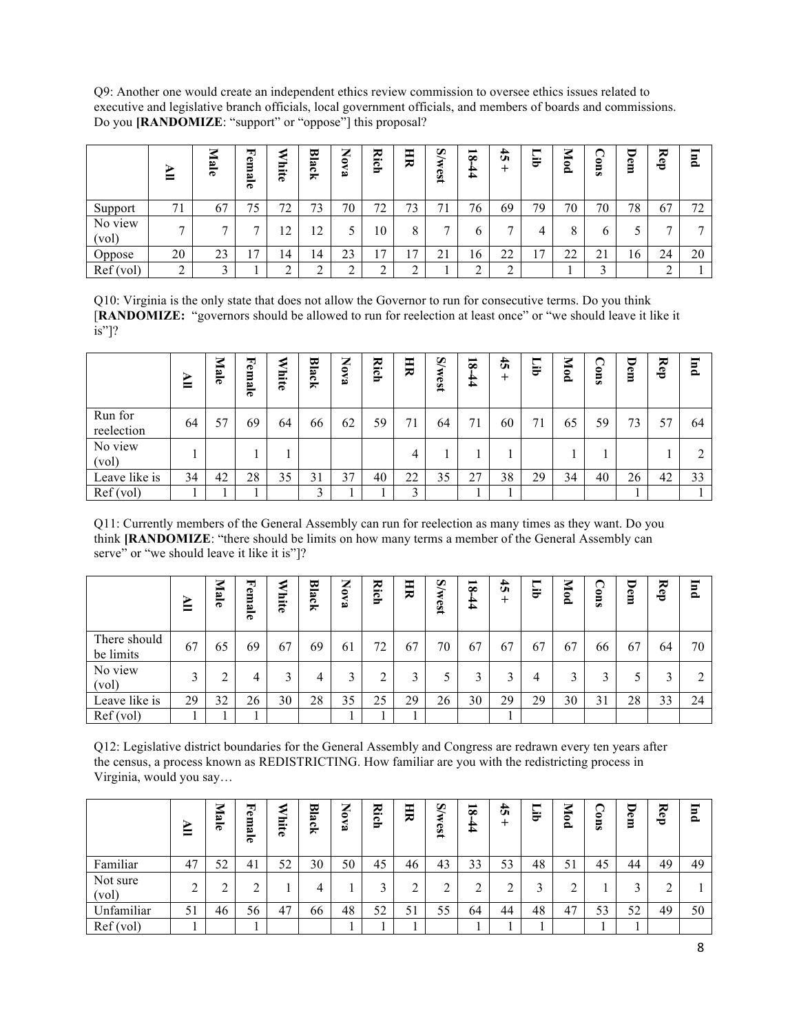Q9: Another one would create an independent ethics review commission to oversee ethics issues related to executive and legislative branch officials, local government officials, and members of boards and commissions. Do you **[RANDOMIZE**: "support" or "oppose"] this proposal?

| | All | Male | Female | White | Black | Nova | Rich | HR | S/west | 18-44 | 45+ | Lib | Mod | Cons | Dem | Rep | Ind |
|---|---|---|---|---|---|---|---|---|---|---|---|---|---|---|---|---|---|
| Support | 71 | 67 | 75 | 72 | 73 | 70 | 72 | 73 | 71 | 76 | 69 | 79 | 70 | 70 | 78 | 67 | 72 |
| No view (vol) | 7 | 7 | 7 | 12 | 12 | 5 | 10 | 8 | 7 | 6 | 7 | 4 | 8 | 6 | 5 | 7 | 7 |
| Oppose | 20 | 23 | 17 | 14 | 14 | 23 | 17 | 17 | 21 | 16 | 22 | 17 | 22 | 21 | 16 | 24 | 20 |
| Ref (vol) | 2 | 3 | 1 | 2 | 2 | 2 | 2 | 2 | 1 | 2 | 2 | | 1 | 3 | | 2 | 1 |

Q10: Virginia is the only state that does not allow the Governor to run for consecutive terms. Do you think [**RANDOMIZE:** "governors should be allowed to run for reelection at least once" or "we should leave it like it is"]?

| | All | Male | Female | White | Black | Nova | Rich | HR | S/west | 18-44 | 45+ | Lib | Mod | Cons | Dem | Rep | Ind |
|---|---|---|---|---|---|---|---|---|---|---|---|---|---|---|---|---|---|
| Run for reelection | 64 | 57 | 69 | 64 | 66 | 62 | 59 | 71 | 64 | 71 | 60 | 71 | 65 | 59 | 73 | 57 | 64 |
| No view (vol) | 1 | | 1 | 1 | | | | 4 | 1 | 1 | 1 | | 1 | 1 | | 1 | 2 |
| Leave like is | 34 | 42 | 28 | 35 | 31 | 37 | 40 | 22 | 35 | 27 | 38 | 29 | 34 | 40 | 26 | 42 | 33 |
| Ref (vol) | 1 | 1 | 1 | | 3 | 1 | 1 | 3 | | 1 | 1 | | | | 1 | | 1 |

Q11: Currently members of the General Assembly can run for reelection as many times as they want. Do you think **[RANDOMIZE**: "there should be limits on how many terms a member of the General Assembly can serve" or "we should leave it like it is"]?

| | All | Male | Female | White | Black | Nova | Rich | HR | S/west | 18-44 | 45+ | Lib | Mod | Cons | Dem | Rep | Ind |
|---|---|---|---|---|---|---|---|---|---|---|---|---|---|---|---|---|---|
| There should be limits | 67 | 65 | 69 | 67 | 69 | 61 | 72 | 67 | 70 | 67 | 67 | 67 | 67 | 66 | 67 | 64 | 70 |
| No view (vol) | 3 | 2 | 4 | 3 | 4 | 3 | 2 | 3 | 5 | 3 | 3 | 4 | 3 | 3 | 5 | 3 | 2 |
| Leave like is | 29 | 32 | 26 | 30 | 28 | 35 | 25 | 29 | 26 | 30 | 29 | 29 | 30 | 31 | 28 | 33 | 24 |
| Ref (vol) | 1 | 1 | 1 | | | 1 | 1 | 1 | | | 1 | | | | | | |

Q12: Legislative district boundaries for the General Assembly and Congress are redrawn every ten years after the census, a process known as REDISTRICTING. How familiar are you with the redistricting process in Virginia, would you say…

| | All | Male | Female | White | Black | Nova | Rich | HR | S/west | 18-44 | 45+ | Lib | Mod | Cons | Dem | Rep | Ind |
|---|---|---|---|---|---|---|---|---|---|---|---|---|---|---|---|---|---|
| Familiar | 47 | 52 | 41 | 52 | 30 | 50 | 45 | 46 | 43 | 33 | 53 | 48 | 51 | 45 | 44 | 49 | 49 |
| Not sure (vol) | 2 | 2 | 2 | 1 | 4 | 1 | 3 | 2 | 2 | 2 | 2 | 3 | 2 | 1 | 3 | 2 | 1 |
| Unfamiliar | 51 | 46 | 56 | 47 | 66 | 48 | 52 | 51 | 55 | 64 | 44 | 48 | 47 | 53 | 52 | 49 | 50 |
| Ref (vol) | 1 | | 1 | | | 1 | 1 | 1 | | 1 | 1 | 1 | | 1 | 1 | | |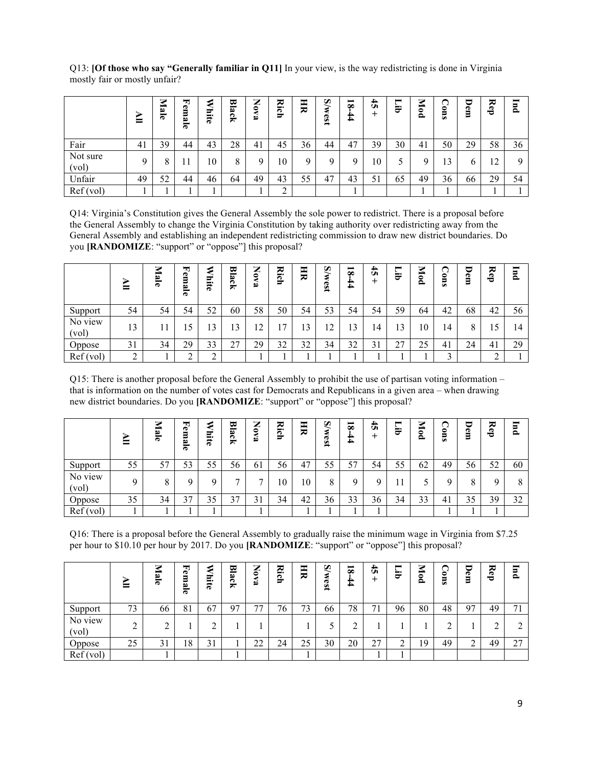Q13: **[Of those who say "Generally familiar in Q11]** In your view, is the way redistricting is done in Virginia mostly fair or mostly unfair?

| | All | Male | Female | White | Black | Nova | Rich | HR | S/west | 18-44 | 45+ | Lib | Mod | Cons | Dem | Rep | Ind |
|---|---|---|---|---|---|---|---|---|---|---|---|---|---|---|---|---|---|
| Fair | 41 | 39 | 44 | 43 | 28 | 41 | 45 | 36 | 44 | 47 | 39 | 30 | 41 | 50 | 29 | 58 | 36 |
| Not sure (vol) | 9 | 8 | 11 | 10 | 8 | 9 | 10 | 9 | 9 | 9 | 10 | 5 | 9 | 13 | 6 | 12 | 9 |
| Unfair | 49 | 52 | 44 | 46 | 64 | 49 | 43 | 55 | 47 | 43 | 51 | 65 | 49 | 36 | 66 | 29 | 54 |
| Ref (vol) | 1 | 1 | 1 | 1 | | 1 | 2 | | | 1 | | | 1 | 1 | | 1 | 1 |

Q14: Virginia's Constitution gives the General Assembly the sole power to redistrict. There is a proposal before the General Assembly to change the Virginia Constitution by taking authority over redistricting away from the General Assembly and establishing an independent redistricting commission to draw new district boundaries. Do you **[RANDOMIZE**: "support" or "oppose"] this proposal?

| | All | Male | Female | White | Black | Nova | Rich | HR | S/west | 18-44 | 45+ | Lib | Mod | Cons | Dem | Rep | Ind |
|---|---|---|---|---|---|---|---|---|---|---|---|---|---|---|---|---|---|
| Support | 54 | 54 | 54 | 52 | 60 | 58 | 50 | 54 | 53 | 54 | 54 | 59 | 64 | 42 | 68 | 42 | 56 |
| No view (vol) | 13 | 11 | 15 | 13 | 13 | 12 | 17 | 13 | 12 | 13 | 14 | 13 | 10 | 14 | 8 | 15 | 14 |
| Oppose | 31 | 34 | 29 | 33 | 27 | 29 | 32 | 32 | 34 | 32 | 31 | 27 | 25 | 41 | 24 | 41 | 29 |
| Ref (vol) | 2 | 1 | 2 | 2 | | 1 | 1 | 1 | 1 | 1 | 1 | 1 | 1 | 3 | | 2 | 1 |

Q15: There is another proposal before the General Assembly to prohibit the use of partisan voting information – that is information on the number of votes cast for Democrats and Republicans in a given area – when drawing new district boundaries. Do you **[RANDOMIZE**: "support" or "oppose"] this proposal?

| | All | Male | Female | White | Black | Nova | Rich | HR | S/west | 18-44 | 45+ | Lib | Mod | Cons | Dem | Rep | Ind |
|---|---|---|---|---|---|---|---|---|---|---|---|---|---|---|---|---|---|
| Support | 55 | 57 | 53 | 55 | 56 | 61 | 56 | 47 | 55 | 57 | 54 | 55 | 62 | 49 | 56 | 52 | 60 |
| No view (vol) | 9 | 8 | 9 | 9 | 7 | 7 | 10 | 10 | 8 | 9 | 9 | 11 | 5 | 9 | 8 | 9 | 8 |
| Oppose | 35 | 34 | 37 | 35 | 37 | 31 | 34 | 42 | 36 | 33 | 36 | 34 | 33 | 41 | 35 | 39 | 32 |
| Ref (vol) | 1 | 1 | 1 | 1 | | 1 | | 1 | 1 | 1 | 1 | | | 1 | 1 | 1 | |

Q16: There is a proposal before the General Assembly to gradually raise the minimum wage in Virginia from $7.25 per hour to $10.10 per hour by 2017. Do you **[RANDOMIZE**: "support" or "oppose"] this proposal?

| | All | Male | Female | White | Black | Nova | Rich | HR | S/west | 18-44 | 45+ | Lib | Mod | Cons | Dem | Rep | Ind |
|---|---|---|---|---|---|---|---|---|---|---|---|---|---|---|---|---|---|
| Support | 73 | 66 | 81 | 67 | 97 | 77 | 76 | 73 | 66 | 78 | 71 | 96 | 80 | 48 | 97 | 49 | 71 |
| No view (vol) | 2 | 2 | 1 | 2 | 1 | 1 | | 1 | 5 | 2 | 1 | 1 | 1 | 2 | 1 | 2 | 2 |
| Oppose | 25 | 31 | 18 | 31 | 1 | 22 | 24 | 25 | 30 | 20 | 27 | 2 | 19 | 49 | 2 | 49 | 27 |
| Ref (vol) | | 1 | | | 1 | | | 1 | | | 1 | 1 | | | | | |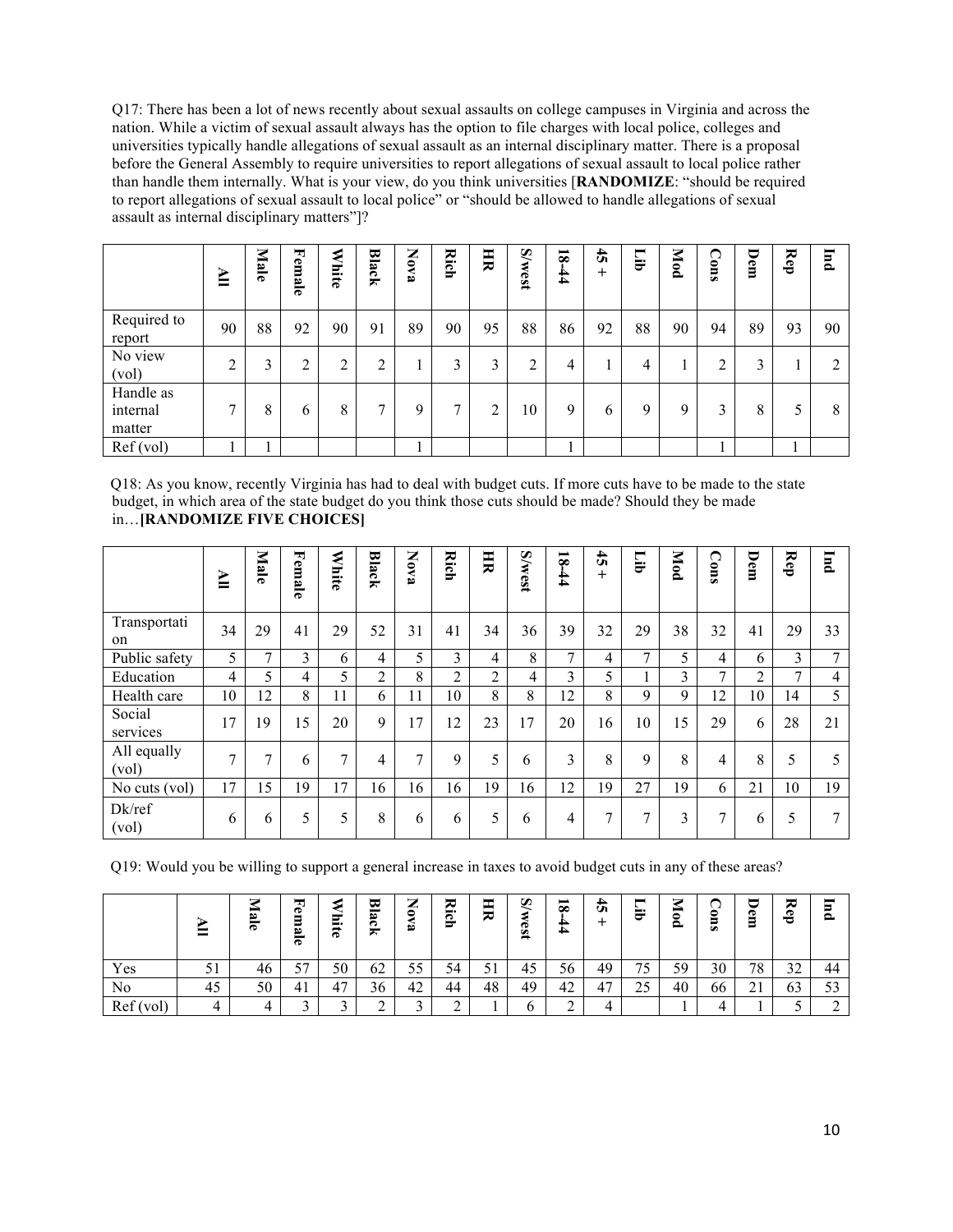Q17: There has been a lot of news recently about sexual assaults on college campuses in Virginia and across the nation. While a victim of sexual assault always has the option to file charges with local police, colleges and universities typically handle allegations of sexual assault as an internal disciplinary matter. There is a proposal before the General Assembly to require universities to report allegations of sexual assault to local police rather than handle them internally. What is your view, do you think universities [**RANDOMIZE**: "should be required to report allegations of sexual assault to local police" or "should be allowed to handle allegations of sexual assault as internal disciplinary matters"]?

| | All | Male | Female | White | Black | Nova | Rich | HR | S/west | 18-44 | 45 + | Lib | Mod | Cons | Dem | Rep | Ind |
|---|---|---|---|---|---|---|---|---|---|---|---|---|---|---|---|---|---|
| Required to report | 90 | 88 | 92 | 90 | 91 | 89 | 90 | 95 | 88 | 86 | 92 | 88 | 90 | 94 | 89 | 93 | 90 |
| No view (vol) | 2 | 3 | 2 | 2 | 2 | 1 | 3 | 3 | 2 | 4 | 1 | 4 | 1 | 2 | 3 | 1 | 2 |
| Handle as internal matter | 7 | 8 | 6 | 8 | 7 | 9 | 7 | 2 | 10 | 9 | 6 | 9 | 9 | 3 | 8 | 5 | 8 |
| Ref (vol) | 1 | 1 | | | | 1 | | | | 1 | | | | 1 | | 1 | |

Q18: As you know, recently Virginia has had to deal with budget cuts. If more cuts have to be made to the state budget, in which area of the state budget do you think those cuts should be made? Should they be made in…**[RANDOMIZE FIVE CHOICES]**

| | All | Male | Female | White | Black | Nova | Rich | HR | S/west | 18-44 | 45 + | Lib | Mod | Cons | Dem | Rep | Ind |
|---|---|---|---|---|---|---|---|---|---|---|---|---|---|---|---|---|---|
| Transportation | 34 | 29 | 41 | 29 | 52 | 31 | 41 | 34 | 36 | 39 | 32 | 29 | 38 | 32 | 41 | 29 | 33 |
| Public safety | 5 | 7 | 3 | 6 | 4 | 5 | 3 | 4 | 8 | 7 | 4 | 7 | 5 | 4 | 6 | 3 | 7 |
| Education | 4 | 5 | 4 | 5 | 2 | 8 | 2 | 2 | 4 | 3 | 5 | 1 | 3 | 7 | 2 | 7 | 4 |
| Health care | 10 | 12 | 8 | 11 | 6 | 11 | 10 | 8 | 8 | 12 | 8 | 9 | 9 | 12 | 10 | 14 | 5 |
| Social services | 17 | 19 | 15 | 20 | 9 | 17 | 12 | 23 | 17 | 20 | 16 | 10 | 15 | 29 | 6 | 28 | 21 |
| All equally (vol) | 7 | 7 | 6 | 7 | 4 | 7 | 9 | 5 | 6 | 3 | 8 | 9 | 8 | 4 | 8 | 5 | 5 |
| No cuts (vol) | 17 | 15 | 19 | 17 | 16 | 16 | 16 | 19 | 16 | 12 | 19 | 27 | 19 | 6 | 21 | 10 | 19 |
| Dk/ref (vol) | 6 | 6 | 5 | 5 | 8 | 6 | 6 | 5 | 6 | 4 | 7 | 7 | 3 | 7 | 6 | 5 | 7 |

Q19: Would you be willing to support a general increase in taxes to avoid budget cuts in any of these areas?

| | All | Male | Female | White | Black | Nova | Rich | HR | S/west | 18-44 | 45 + | Lib | Mod | Cons | Dem | Rep | Ind |
|---|---|---|---|---|---|---|---|---|---|---|---|---|---|---|---|---|---|
| Yes | 51 | 46 | 57 | 50 | 62 | 55 | 54 | 51 | 45 | 56 | 49 | 75 | 59 | 30 | 78 | 32 | 44 |
| No | 45 | 50 | 41 | 47 | 36 | 42 | 44 | 48 | 49 | 42 | 47 | 25 | 40 | 66 | 21 | 63 | 53 |
| Ref (vol) | 4 | 4 | 3 | 3 | 2 | 3 | 2 | 1 | 6 | 2 | 4 | | 1 | 4 | 1 | 5 | 2 |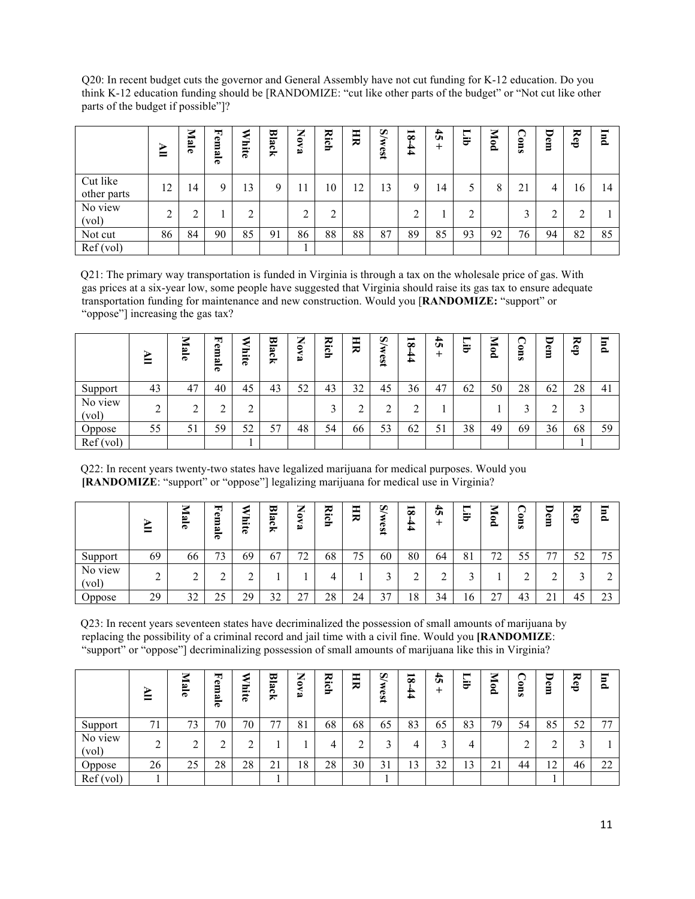Q20: In recent budget cuts the governor and General Assembly have not cut funding for K-12 education. Do you think K-12 education funding should be [RANDOMIZE: "cut like other parts of the budget" or "Not cut like other parts of the budget if possible"]?

| | All | Male | Female | White | Black | Nova | Rich | HR | S/west | 18-44 | 45+ | Lib | Mod | Cons | Dem | Rep | Ind |
|---|---|---|---|---|---|---|---|---|---|---|---|---|---|---|---|---|---|
| Cut like other parts | 12 | 14 | 9 | 13 | 9 | 11 | 10 | 12 | 13 | 9 | 14 | 5 | 8 | 21 | 4 | 16 | 14 |
| No view (vol) | 2 | 2 | 1 | 2 | | 2 | 2 | | | 2 | 1 | 2 | | 3 | 2 | 2 | 1 |
| Not cut | 86 | 84 | 90 | 85 | 91 | 86 | 88 | 88 | 87 | 89 | 85 | 93 | 92 | 76 | 94 | 82 | 85 |
| Ref (vol) | | | | | | 1 | | | | | | | | | | | |

Q21: The primary way transportation is funded in Virginia is through a tax on the wholesale price of gas. With gas prices at a six-year low, some people have suggested that Virginia should raise its gas tax to ensure adequate transportation funding for maintenance and new construction. Would you [**RANDOMIZE:** "support" or "oppose"] increasing the gas tax?

| | All | Male | Female | White | Black | Nova | Rich | HR | S/west | 18-44 | 45+ | Lib | Mod | Cons | Dem | Rep | Ind |
|---|---|---|---|---|---|---|---|---|---|---|---|---|---|---|---|---|---|
| Support | 43 | 47 | 40 | 45 | 43 | 52 | 43 | 32 | 45 | 36 | 47 | 62 | 50 | 28 | 62 | 28 | 41 |
| No view (vol) | 2 | 2 | 2 | 2 | | | 3 | 2 | 2 | 2 | 1 | | 1 | 3 | 2 | 3 | |
| Oppose | 55 | 51 | 59 | 52 | 57 | 48 | 54 | 66 | 53 | 62 | 51 | 38 | 49 | 69 | 36 | 68 | 59 |
| Ref (vol) | | | | 1 | | | | | | | | | | | | 1 | |

Q22: In recent years twenty-two states have legalized marijuana for medical purposes. Would you **[RANDOMIZE**: "support" or "oppose"] legalizing marijuana for medical use in Virginia?

| | All | Male | Female | White | Black | Nova | Rich | HR | S/west | 18-44 | 45+ | Lib | Mod | Cons | Dem | Rep | Ind |
|---|---|---|---|---|---|---|---|---|---|---|---|---|---|---|---|---|---|
| Support | 69 | 66 | 73 | 69 | 67 | 72 | 68 | 75 | 60 | 80 | 64 | 81 | 72 | 55 | 77 | 52 | 75 |
| No view (vol) | 2 | 2 | 2 | 2 | 1 | 1 | 4 | 1 | 3 | 2 | 2 | 3 | 1 | 2 | 2 | 3 | 2 |
| Oppose | 29 | 32 | 25 | 29 | 32 | 27 | 28 | 24 | 37 | 18 | 34 | 16 | 27 | 43 | 21 | 45 | 23 |

Q23: In recent years seventeen states have decriminalized the possession of small amounts of marijuana by replacing the possibility of a criminal record and jail time with a civil fine. Would you **[RANDOMIZE**: "support" or "oppose"] decriminalizing possession of small amounts of marijuana like this in Virginia?

| | All | Male | Female | White | Black | Nova | Rich | HR | S/west | 18-44 | 45+ | Lib | Mod | Cons | Dem | Rep | Ind |
|---|---|---|---|---|---|---|---|---|---|---|---|---|---|---|---|---|---|
| Support | 71 | 73 | 70 | 70 | 77 | 81 | 68 | 68 | 65 | 83 | 65 | 83 | 79 | 54 | 85 | 52 | 77 |
| No view (vol) | 2 | 2 | 2 | 2 | 1 | 1 | 4 | 2 | 3 | 4 | 3 | 4 | | 2 | 2 | 3 | 1 |
| Oppose | 26 | 25 | 28 | 28 | 21 | 18 | 28 | 30 | 31 | 13 | 32 | 13 | 21 | 44 | 12 | 46 | 22 |
| Ref (vol) | 1 | | | | 1 | | | | 1 | | | | | | 1 | | |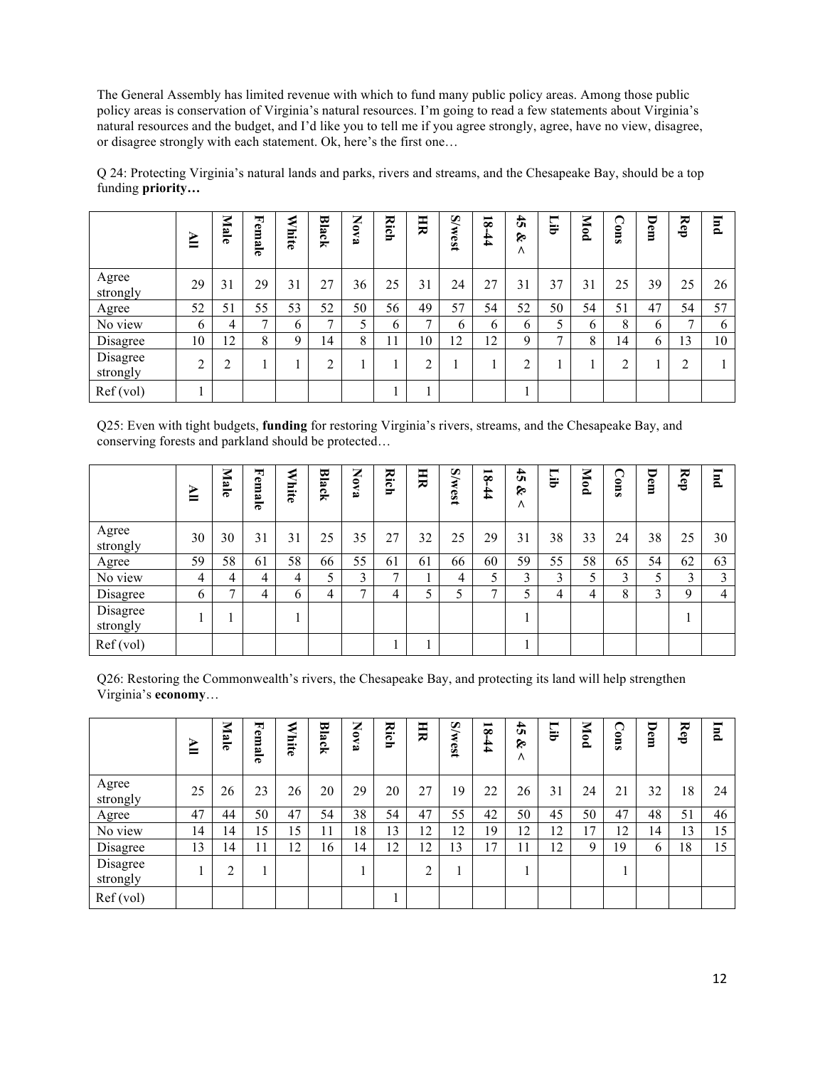The General Assembly has limited revenue with which to fund many public policy areas. Among those public policy areas is conservation of Virginia's natural resources. I'm going to read a few statements about Virginia's natural resources and the budget, and I'd like you to tell me if you agree strongly, agree, have no view, disagree, or disagree strongly with each statement. Ok, here's the first one…

Q 24: Protecting Virginia's natural lands and parks, rivers and streams, and the Chesapeake Bay, should be a top funding **priority…**

| | All | Male | Female | White | Black | Nova | Rich | HR | S/west | 18-44 | 45 & > | Lib | Mod | Cons | Dem | Rep | Ind |
|---|---|---|---|---|---|---|---|---|---|---|---|---|---|---|---|---|---|
| Agree strongly | 29 | 31 | 29 | 31 | 27 | 36 | 25 | 31 | 24 | 27 | 31 | 37 | 31 | 25 | 39 | 25 | 26 |
| Agree | 52 | 51 | 55 | 53 | 52 | 50 | 56 | 49 | 57 | 54 | 52 | 50 | 54 | 51 | 47 | 54 | 57 |
| No view | 6 | 4 | 7 | 6 | 7 | 5 | 6 | 7 | 6 | 6 | 6 | 5 | 6 | 8 | 6 | 7 | 6 |
| Disagree | 10 | 12 | 8 | 9 | 14 | 8 | 11 | 10 | 12 | 12 | 9 | 7 | 8 | 14 | 6 | 13 | 10 |
| Disagree strongly | 2 | 2 | 1 | 1 | 2 | 1 | 1 | 2 | 1 | 1 | 2 | 1 | 1 | 2 | 1 | 2 | 1 |
| Ref (vol) | 1 | | | | | | 1 | 1 | | | 1 | | | | | | |

Q25: Even with tight budgets, **funding** for restoring Virginia's rivers, streams, and the Chesapeake Bay, and conserving forests and parkland should be protected…

| | All | Male | Female | White | Black | Nova | Rich | HR | S/west | 18-44 | 45 & > | Lib | Mod | Cons | Dem | Rep | Ind |
|---|---|---|---|---|---|---|---|---|---|---|---|---|---|---|---|---|---|
| Agree strongly | 30 | 30 | 31 | 31 | 25 | 35 | 27 | 32 | 25 | 29 | 31 | 38 | 33 | 24 | 38 | 25 | 30 |
| Agree | 59 | 58 | 61 | 58 | 66 | 55 | 61 | 61 | 66 | 60 | 59 | 55 | 58 | 65 | 54 | 62 | 63 |
| No view | 4 | 4 | 4 | 4 | 5 | 3 | 7 | 1 | 4 | 5 | 3 | 3 | 5 | 3 | 5 | 3 | 3 |
| Disagree | 6 | 7 | 4 | 6 | 4 | 7 | 4 | 5 | 5 | 7 | 5 | 4 | 4 | 8 | 3 | 9 | 4 |
| Disagree strongly | 1 | 1 | | 1 | | | | | | | 1 | | | | | 1 | |
| Ref (vol) | | | | | | | 1 | 1 | | | 1 | | | | | | |

Q26: Restoring the Commonwealth's rivers, the Chesapeake Bay, and protecting its land will help strengthen Virginia's **economy**…

| | All | Male | Female | White | Black | Nova | Rich | HR | S/west | 18-44 | 45 & > | Lib | Mod | Cons | Dem | Rep | Ind |
|---|---|---|---|---|---|---|---|---|---|---|---|---|---|---|---|---|---|
| Agree strongly | 25 | 26 | 23 | 26 | 20 | 29 | 20 | 27 | 19 | 22 | 26 | 31 | 24 | 21 | 32 | 18 | 24 |
| Agree | 47 | 44 | 50 | 47 | 54 | 38 | 54 | 47 | 55 | 42 | 50 | 45 | 50 | 47 | 48 | 51 | 46 |
| No view | 14 | 14 | 15 | 15 | 11 | 18 | 13 | 12 | 12 | 19 | 12 | 12 | 17 | 12 | 14 | 13 | 15 |
| Disagree | 13 | 14 | 11 | 12 | 16 | 14 | 12 | 12 | 13 | 17 | 11 | 12 | 9 | 19 | 6 | 18 | 15 |
| Disagree strongly | 1 | 2 | 1 | | | 1 | | 2 | 1 | | 1 | | | 1 | | | |
| Ref (vol) | | | | | | | 1 | | | | | | | | | | |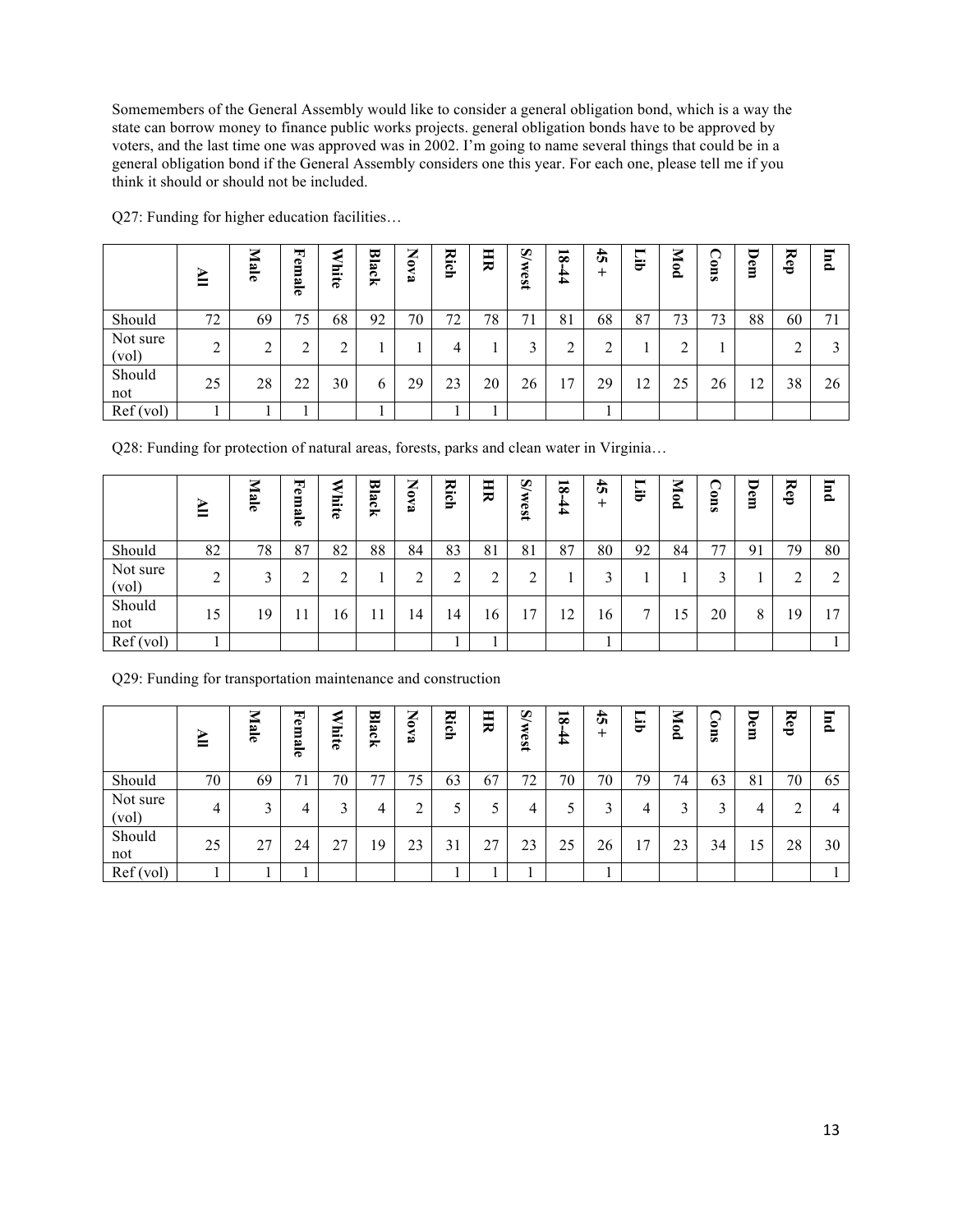Somemembers of the General Assembly would like to consider a general obligation bond, which is a way the state can borrow money to finance public works projects. general obligation bonds have to be approved by voters, and the last time one was approved was in 2002. I'm going to name several things that could be in a general obligation bond if the General Assembly considers one this year. For each one, please tell me if you think it should or should not be included.

Q27: Funding for higher education facilities…

| | All | Male | Female | White | Black | Nova | Rich | HR | S/west | 18-44 | 45 + | Lib | Mod | Cons | Dem | Rep | Ind |
|---|---|---|---|---|---|---|---|---|---|---|---|---|---|---|---|---|---|
| Should | 72 | 69 | 75 | 68 | 92 | 70 | 72 | 78 | 71 | 81 | 68 | 87 | 73 | 73 | 88 | 60 | 71 |
| Not sure (vol) | 2 | 2 | 2 | 2 | 1 | 1 | 4 | 1 | 3 | 2 | 2 | 1 | 2 | 1 | | 2 | 3 |
| Should not | 25 | 28 | 22 | 30 | 6 | 29 | 23 | 20 | 26 | 17 | 29 | 12 | 25 | 26 | 12 | 38 | 26 |
| Ref (vol) | 1 | 1 | 1 | | 1 | | 1 | 1 | | | 1 | | | | | | |

Q28: Funding for protection of natural areas, forests, parks and clean water in Virginia…

| | All | Male | Female | White | Black | Nova | Rich | HR | S/west | 18-44 | 45 + | Lib | Mod | Cons | Dem | Rep | Ind |
|---|---|---|---|---|---|---|---|---|---|---|---|---|---|---|---|---|---|
| Should | 82 | 78 | 87 | 82 | 88 | 84 | 83 | 81 | 81 | 87 | 80 | 92 | 84 | 77 | 91 | 79 | 80 |
| Not sure (vol) | 2 | 3 | 2 | 2 | 1 | 2 | 2 | 2 | 2 | 1 | 3 | 1 | 1 | 3 | 1 | 2 | 2 |
| Should not | 15 | 19 | 11 | 16 | 11 | 14 | 14 | 16 | 17 | 12 | 16 | 7 | 15 | 20 | 8 | 19 | 17 |
| Ref (vol) | 1 | | | | | | 1 | 1 | | | 1 | | | | | | 1 |

Q29: Funding for transportation maintenance and construction

| | All | Male | Female | White | Black | Nova | Rich | HR | S/west | 18-44 | 45 + | Lib | Mod | Cons | Dem | Rep | Ind |
|---|---|---|---|---|---|---|---|---|---|---|---|---|---|---|---|---|---|
| Should | 70 | 69 | 71 | 70 | 77 | 75 | 63 | 67 | 72 | 70 | 70 | 79 | 74 | 63 | 81 | 70 | 65 |
| Not sure (vol) | 4 | 3 | 4 | 3 | 4 | 2 | 5 | 5 | 4 | 5 | 3 | 4 | 3 | 3 | 4 | 2 | 4 |
| Should not | 25 | 27 | 24 | 27 | 19 | 23 | 31 | 27 | 23 | 25 | 26 | 17 | 23 | 34 | 15 | 28 | 30 |
| Ref (vol) | 1 | 1 | 1 | | | | 1 | 1 | 1 | | 1 | | | | | | 1 |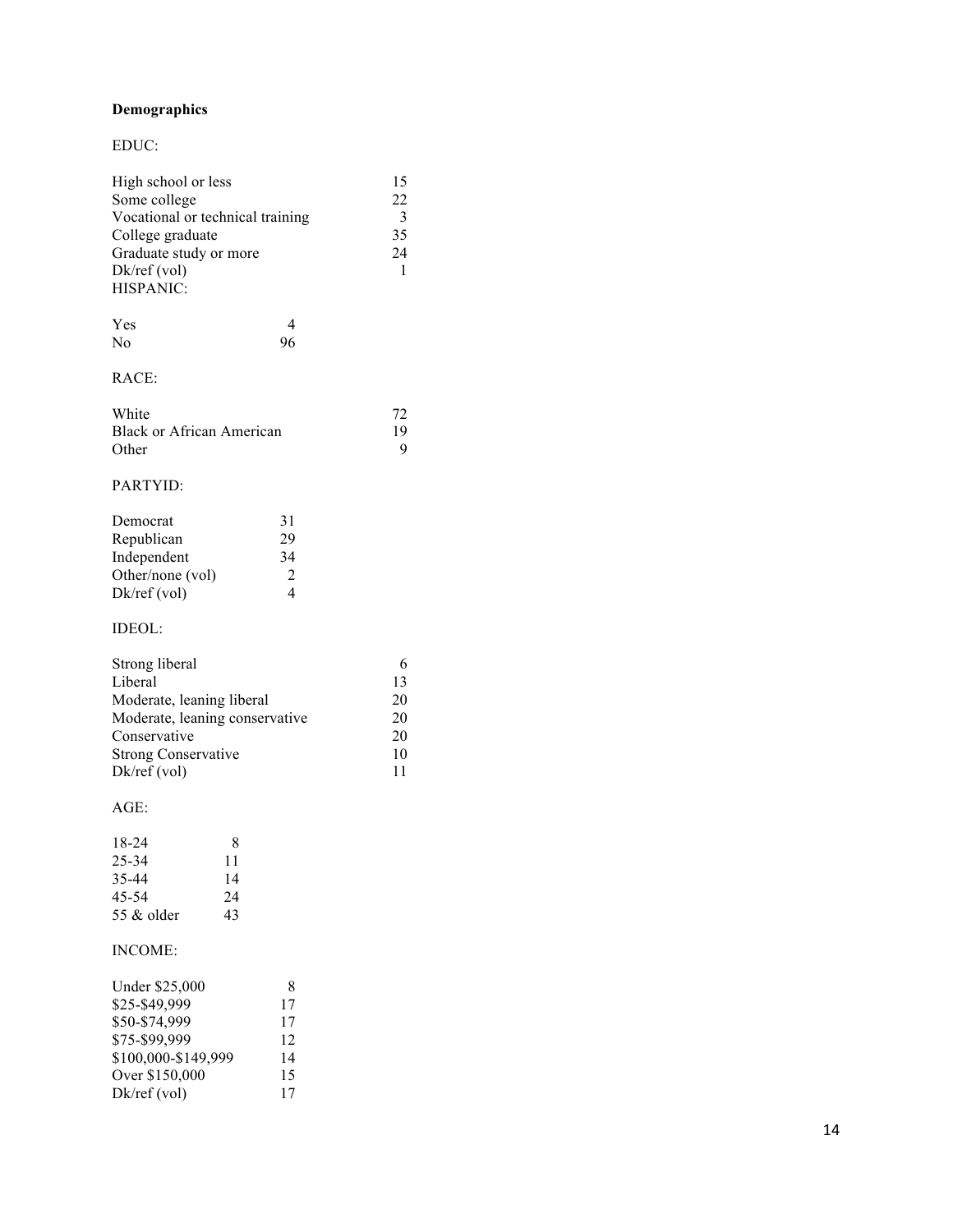**Demographics**

EDUC:

| | |
|---|---|
| High school or less | 15 |
| Some college | 22 |
| Vocational or technical training | 3 |
| College graduate | 35 |
| Graduate study or more | 24 |
| Dk/ref (vol) | 1 |

HISPANIC:

| | |
|---|---|
| Yes | 4 |
| No | 96 |

RACE:

| | |
|---|---|
| White | 72 |
| Black or African American | 19 |
| Other | 9 |

PARTYID:

| | |
|---|---|
| Democrat | 31 |
| Republican | 29 |
| Independent | 34 |
| Other/none (vol) | 2 |
| Dk/ref (vol) | 4 |

IDEOL:

| | |
|---|---|
| Strong liberal | 6 |
| Liberal | 13 |
| Moderate, leaning liberal | 20 |
| Moderate, leaning conservative | 20 |
| Conservative | 20 |
| Strong Conservative | 10 |
| Dk/ref (vol) | 11 |

AGE:

| | |
|---|---|
| 18-24 | 8 |
| 25-34 | 11 |
| 35-44 | 14 |
| 45-54 | 24 |
| 55 & older | 43 |

INCOME:

| | |
|---|---|
| Under $25,000 | 8 |
| $25-$49,999 | 17 |
| $50-$74,999 | 17 |
| $75-$99,999 | 12 |
| $100,000-$149,999 | 14 |
| Over $150,000 | 15 |
| Dk/ref (vol) | 17 |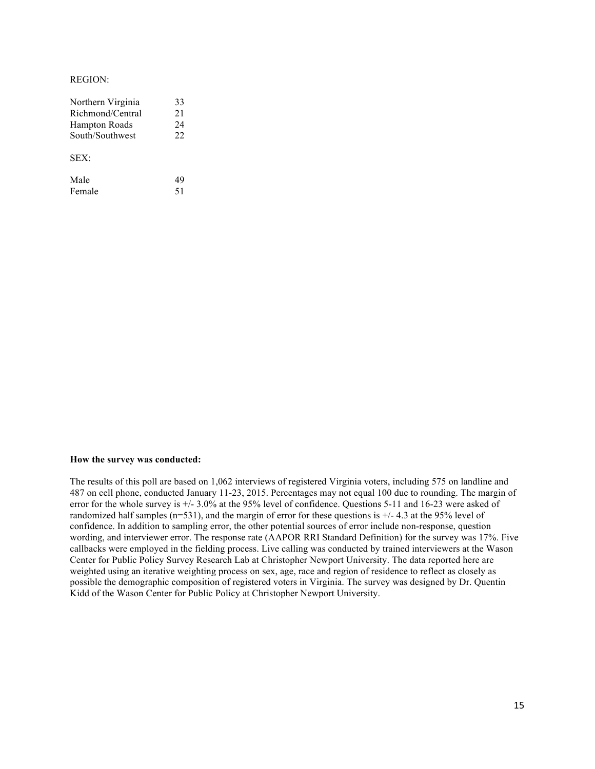REGION:

| | |
|---|---|
| Northern Virginia | 33 |
| Richmond/Central | 21 |
| Hampton Roads | 24 |
| South/Southwest | 22 |

SEX:

| | |
|---|---|
| Male | 49 |
| Female | 51 |

**How the survey was conducted:**

The results of this poll are based on 1,062 interviews of registered Virginia voters, including 575 on landline and 487 on cell phone, conducted January 11-23, 2015. Percentages may not equal 100 due to rounding. The margin of error for the whole survey is +/- 3.0% at the 95% level of confidence. Questions 5-11 and 16-23 were asked of randomized half samples (n=531), and the margin of error for these questions is +/- 4.3 at the 95% level of confidence. In addition to sampling error, the other potential sources of error include non-response, question wording, and interviewer error. The response rate (AAPOR RRI Standard Definition) for the survey was 17%. Five callbacks were employed in the fielding process. Live calling was conducted by trained interviewers at the Wason Center for Public Policy Survey Research Lab at Christopher Newport University. The data reported here are weighted using an iterative weighting process on sex, age, race and region of residence to reflect as closely as possible the demographic composition of registered voters in Virginia. The survey was designed by Dr. Quentin Kidd of the Wason Center for Public Policy at Christopher Newport University.